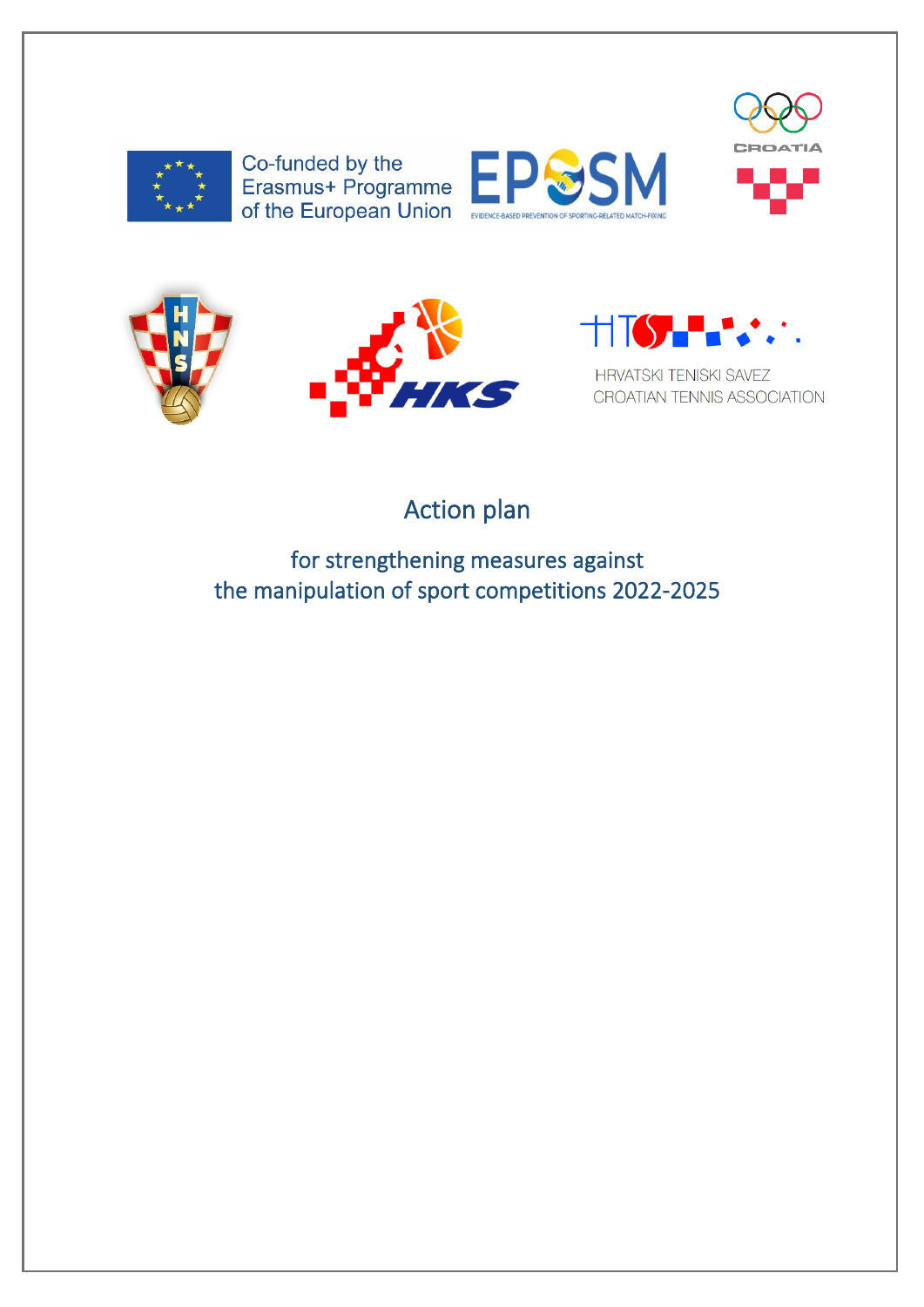Co-funded by the Erasmus+ Programme of the European Union

HRVATSKI TENISKI SAVEZ
CROATIAN TENNIS ASSOCIATION

# Action plan

## for strengthening measures against the manipulation of sport competitions 2022-2025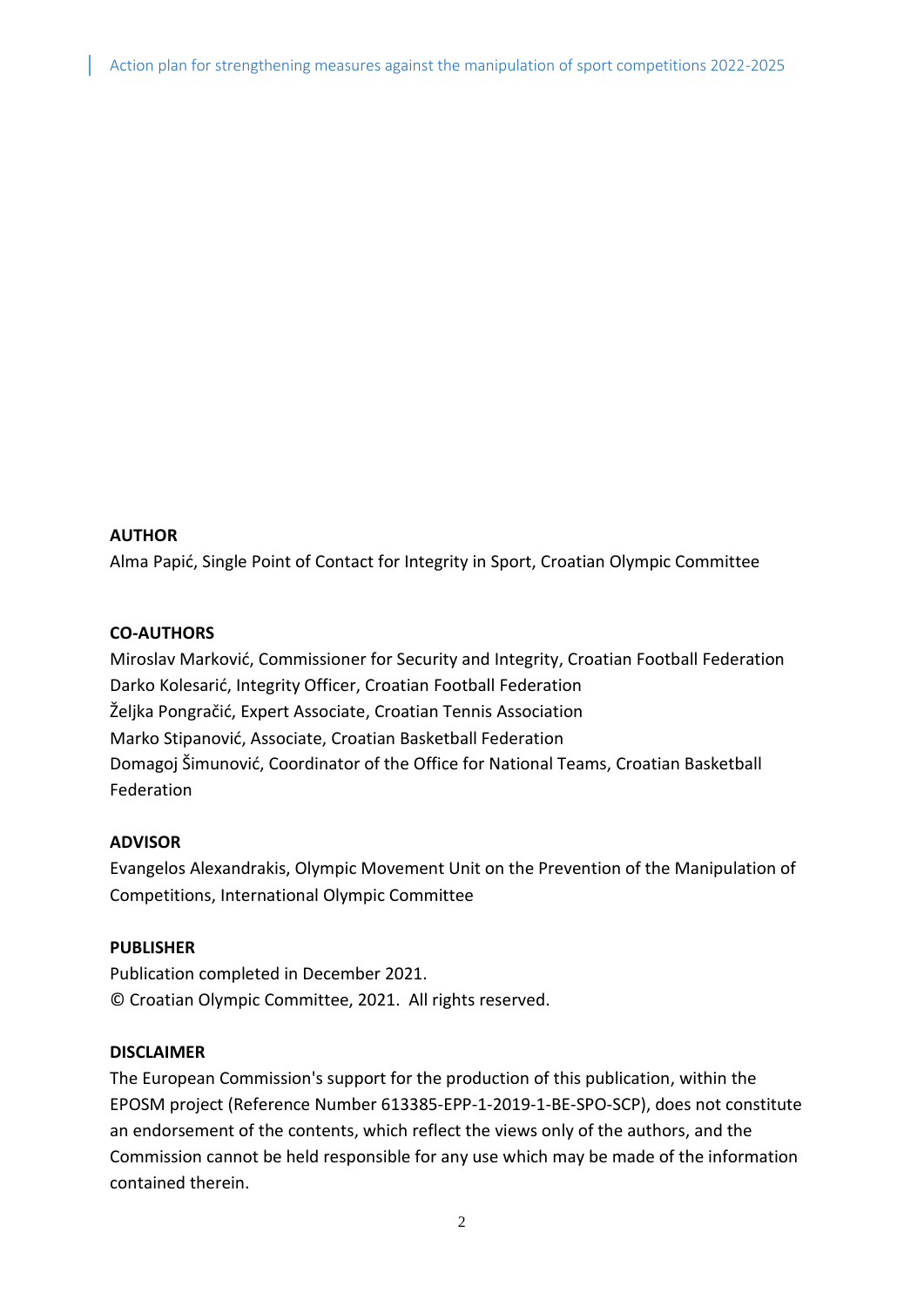**AUTHOR**

Alma Papić, Single Point of Contact for Integrity in Sport, Croatian Olympic Committee

**CO-AUTHORS**

Miroslav Marković, Commissioner for Security and Integrity, Croatian Football Federation
Darko Kolesarić, Integrity Officer, Croatian Football Federation
Željka Pongračić, Expert Associate, Croatian Tennis Association
Marko Stipanović, Associate, Croatian Basketball Federation
Domagoj Šimunović, Coordinator of the Office for National Teams, Croatian Basketball Federation

**ADVISOR**

Evangelos Alexandrakis, Olympic Movement Unit on the Prevention of the Manipulation of Competitions, International Olympic Committee

**PUBLISHER**

Publication completed in December 2021.
© Croatian Olympic Committee, 2021. All rights reserved.

**DISCLAIMER**

The European Commission's support for the production of this publication, within the EPOSM project (Reference Number 613385-EPP-1-2019-1-BE-SPO-SCP), does not constitute an endorsement of the contents, which reflect the views only of the authors, and the Commission cannot be held responsible for any use which may be made of the information contained therein.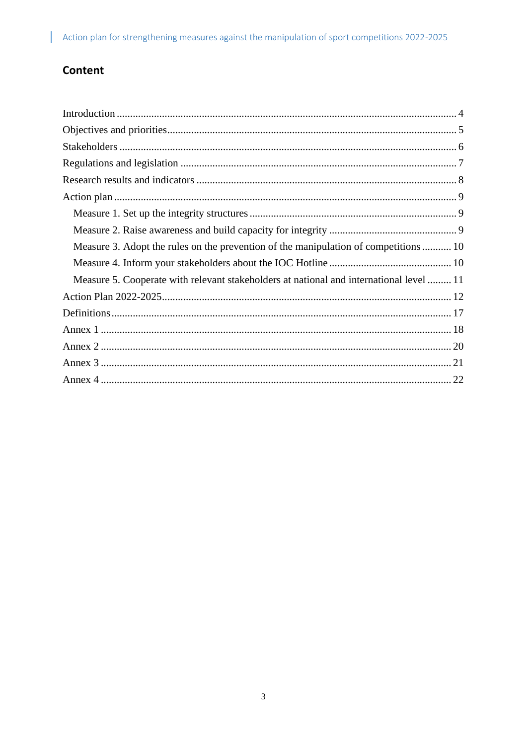## Content

- Introduction ... 4
- Objectives and priorities ... 5
- Stakeholders ... 6
- Regulations and legislation ... 7
- Research results and indicators ... 8
- Action plan ... 9
  - Measure 1. Set up the integrity structures ... 9
  - Measure 2. Raise awareness and build capacity for integrity ... 9
  - Measure 3. Adopt the rules on the prevention of the manipulation of competitions ... 10
  - Measure 4. Inform your stakeholders about the IOC Hotline ... 10
  - Measure 5. Cooperate with relevant stakeholders at national and international level ... 11
- Action Plan 2022-2025 ... 12
- Definitions ... 17
- Annex 1 ... 18
- Annex 2 ... 20
- Annex 3 ... 21
- Annex 4 ... 22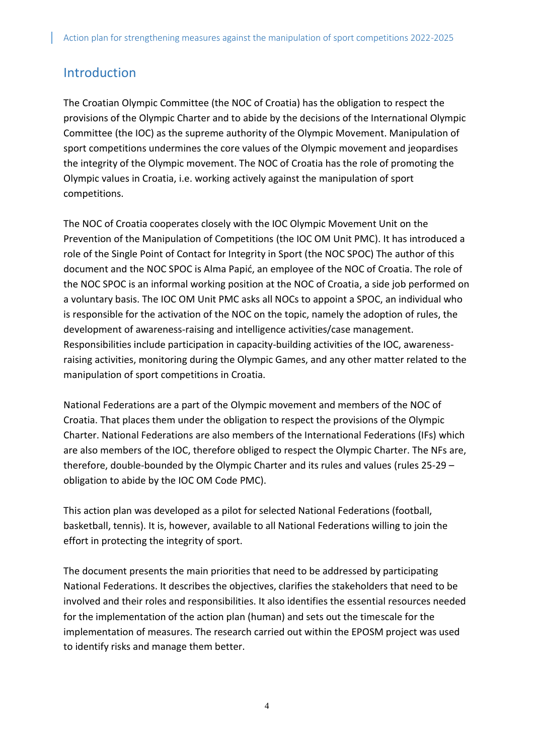## Introduction

The Croatian Olympic Committee (the NOC of Croatia) has the obligation to respect the provisions of the Olympic Charter and to abide by the decisions of the International Olympic Committee (the IOC) as the supreme authority of the Olympic Movement. Manipulation of sport competitions undermines the core values of the Olympic movement and jeopardises the integrity of the Olympic movement. The NOC of Croatia has the role of promoting the Olympic values in Croatia, i.e. working actively against the manipulation of sport competitions.

The NOC of Croatia cooperates closely with the IOC Olympic Movement Unit on the Prevention of the Manipulation of Competitions (the IOC OM Unit PMC). It has introduced a role of the Single Point of Contact for Integrity in Sport (the NOC SPOC) The author of this document and the NOC SPOC is Alma Papić, an employee of the NOC of Croatia. The role of the NOC SPOC is an informal working position at the NOC of Croatia, a side job performed on a voluntary basis. The IOC OM Unit PMC asks all NOCs to appoint a SPOC, an individual who is responsible for the activation of the NOC on the topic, namely the adoption of rules, the development of awareness-raising and intelligence activities/case management. Responsibilities include participation in capacity-building activities of the IOC, awareness-raising activities, monitoring during the Olympic Games, and any other matter related to the manipulation of sport competitions in Croatia.

National Federations are a part of the Olympic movement and members of the NOC of Croatia. That places them under the obligation to respect the provisions of the Olympic Charter. National Federations are also members of the International Federations (IFs) which are also members of the IOC, therefore obliged to respect the Olympic Charter. The NFs are, therefore, double-bounded by the Olympic Charter and its rules and values (rules 25-29 – obligation to abide by the IOC OM Code PMC).

This action plan was developed as a pilot for selected National Federations (football, basketball, tennis). It is, however, available to all National Federations willing to join the effort in protecting the integrity of sport.

The document presents the main priorities that need to be addressed by participating National Federations. It describes the objectives, clarifies the stakeholders that need to be involved and their roles and responsibilities. It also identifies the essential resources needed for the implementation of the action plan (human) and sets out the timescale for the implementation of measures. The research carried out within the EPOSM project was used to identify risks and manage them better.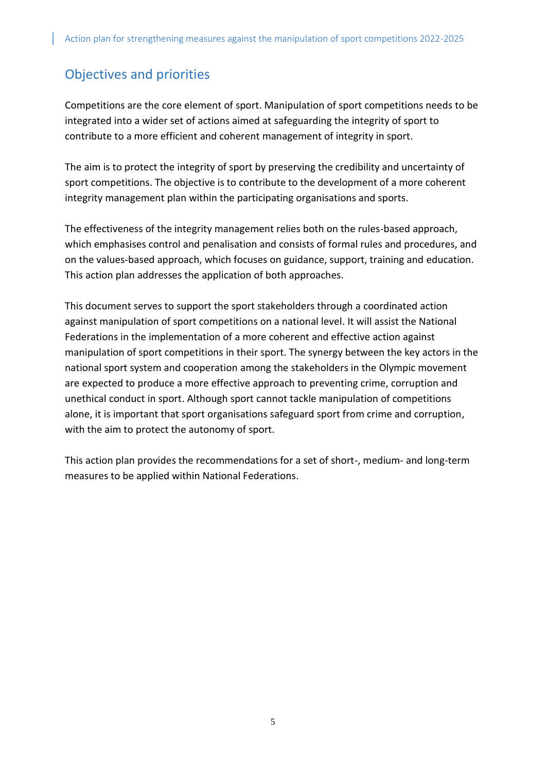## Objectives and priorities

Competitions are the core element of sport. Manipulation of sport competitions needs to be integrated into a wider set of actions aimed at safeguarding the integrity of sport to contribute to a more efficient and coherent management of integrity in sport.

The aim is to protect the integrity of sport by preserving the credibility and uncertainty of sport competitions. The objective is to contribute to the development of a more coherent integrity management plan within the participating organisations and sports.

The effectiveness of the integrity management relies both on the rules-based approach, which emphasises control and penalisation and consists of formal rules and procedures, and on the values-based approach, which focuses on guidance, support, training and education. This action plan addresses the application of both approaches.

This document serves to support the sport stakeholders through a coordinated action against manipulation of sport competitions on a national level. It will assist the National Federations in the implementation of a more coherent and effective action against manipulation of sport competitions in their sport. The synergy between the key actors in the national sport system and cooperation among the stakeholders in the Olympic movement are expected to produce a more effective approach to preventing crime, corruption and unethical conduct in sport. Although sport cannot tackle manipulation of competitions alone, it is important that sport organisations safeguard sport from crime and corruption, with the aim to protect the autonomy of sport.

This action plan provides the recommendations for a set of short-, medium- and long-term measures to be applied within National Federations.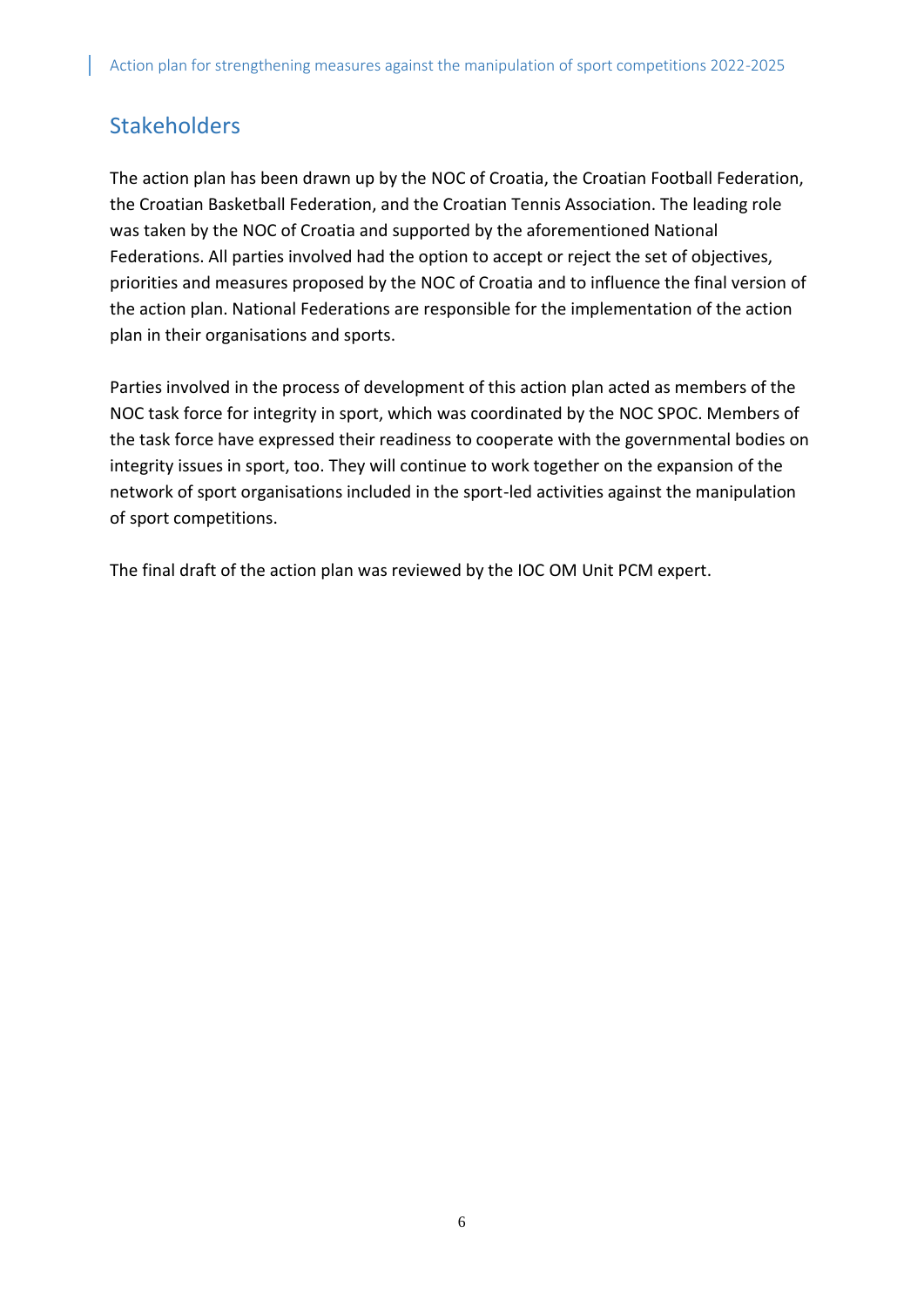## Stakeholders

The action plan has been drawn up by the NOC of Croatia, the Croatian Football Federation, the Croatian Basketball Federation, and the Croatian Tennis Association. The leading role was taken by the NOC of Croatia and supported by the aforementioned National Federations. All parties involved had the option to accept or reject the set of objectives, priorities and measures proposed by the NOC of Croatia and to influence the final version of the action plan. National Federations are responsible for the implementation of the action plan in their organisations and sports.

Parties involved in the process of development of this action plan acted as members of the NOC task force for integrity in sport, which was coordinated by the NOC SPOC. Members of the task force have expressed their readiness to cooperate with the governmental bodies on integrity issues in sport, too. They will continue to work together on the expansion of the network of sport organisations included in the sport-led activities against the manipulation of sport competitions.

The final draft of the action plan was reviewed by the IOC OM Unit PCM expert.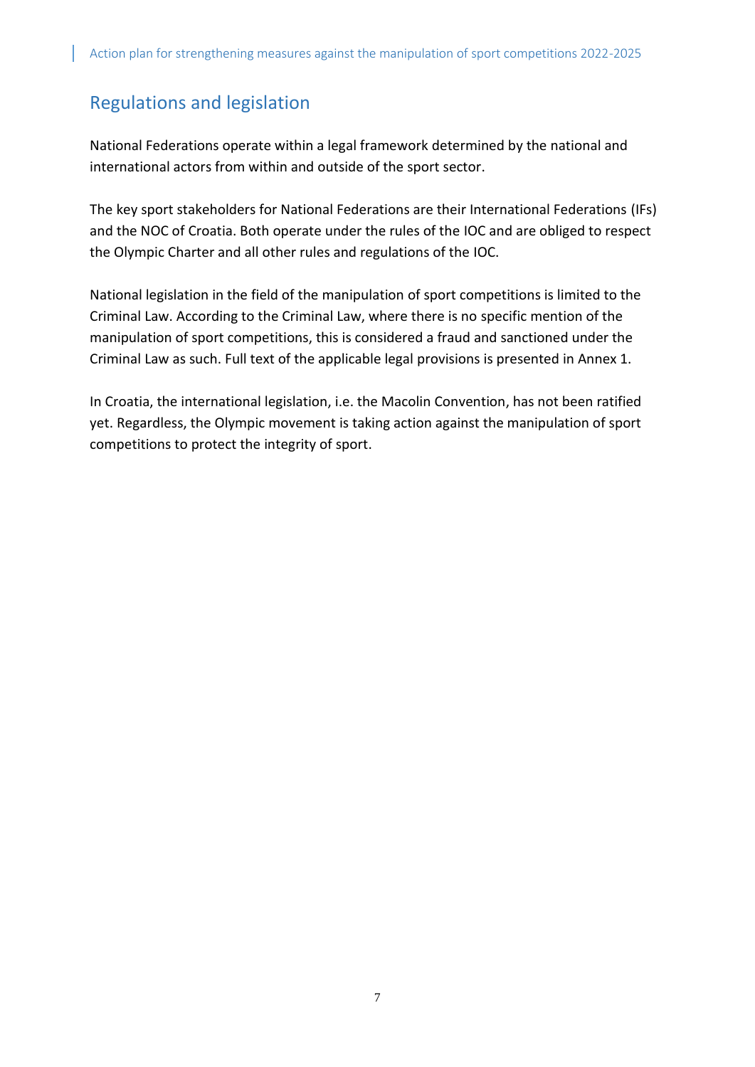## Regulations and legislation

National Federations operate within a legal framework determined by the national and international actors from within and outside of the sport sector.

The key sport stakeholders for National Federations are their International Federations (IFs) and the NOC of Croatia. Both operate under the rules of the IOC and are obliged to respect the Olympic Charter and all other rules and regulations of the IOC.

National legislation in the field of the manipulation of sport competitions is limited to the Criminal Law. According to the Criminal Law, where there is no specific mention of the manipulation of sport competitions, this is considered a fraud and sanctioned under the Criminal Law as such. Full text of the applicable legal provisions is presented in Annex 1.

In Croatia, the international legislation, i.e. the Macolin Convention, has not been ratified yet. Regardless, the Olympic movement is taking action against the manipulation of sport competitions to protect the integrity of sport.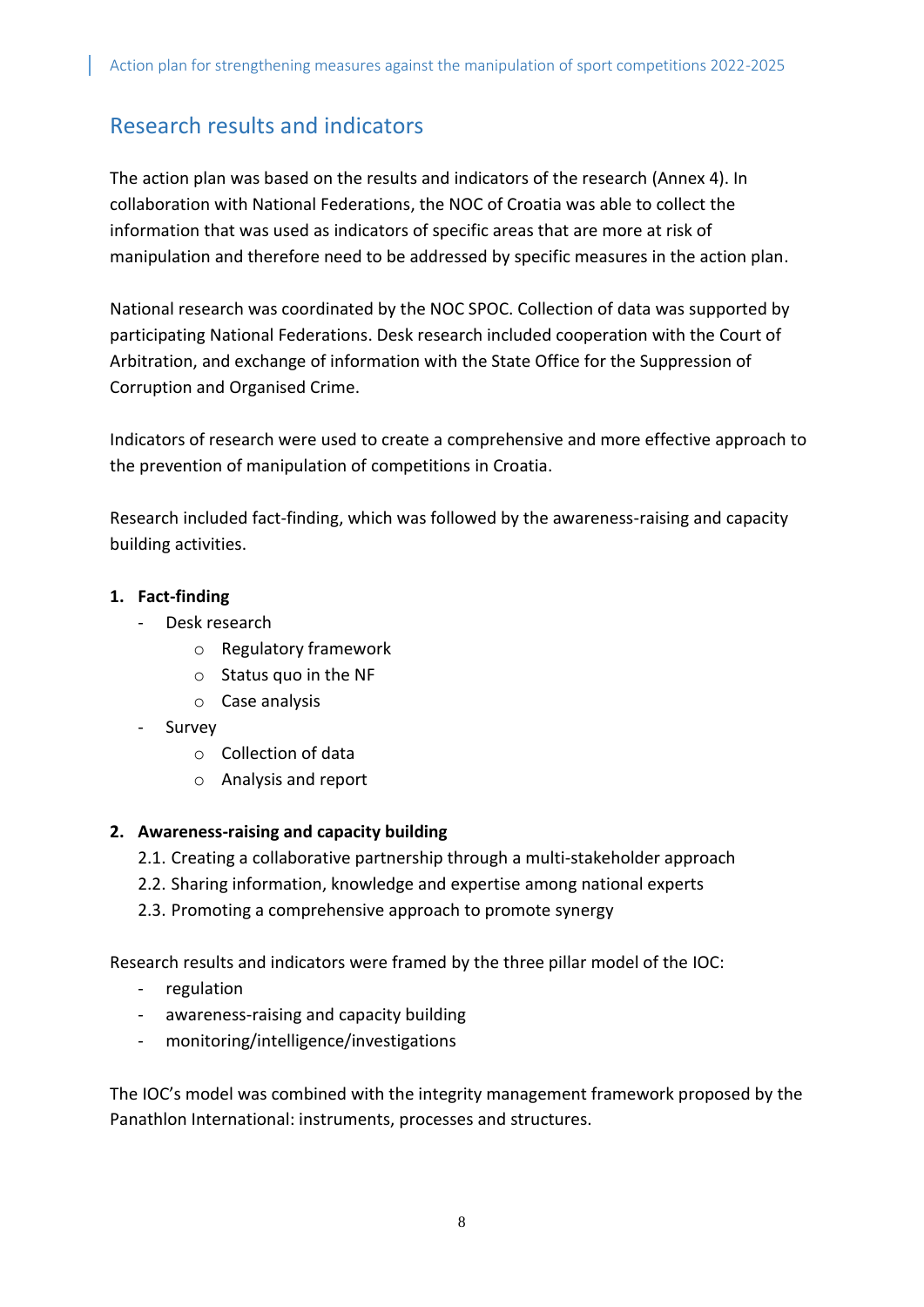## Research results and indicators

The action plan was based on the results and indicators of the research (Annex 4). In collaboration with National Federations, the NOC of Croatia was able to collect the information that was used as indicators of specific areas that are more at risk of manipulation and therefore need to be addressed by specific measures in the action plan.

National research was coordinated by the NOC SPOC. Collection of data was supported by participating National Federations. Desk research included cooperation with the Court of Arbitration, and exchange of information with the State Office for the Suppression of Corruption and Organised Crime.

Indicators of research were used to create a comprehensive and more effective approach to the prevention of manipulation of competitions in Croatia.

Research included fact-finding, which was followed by the awareness-raising and capacity building activities.

1. **Fact-finding**
   - Desk research
     - Regulatory framework
     - Status quo in the NF
     - Case analysis
   - Survey
     - Collection of data
     - Analysis and report

2. **Awareness-raising and capacity building**

   2.1. Creating a collaborative partnership through a multi-stakeholder approach
   2.2. Sharing information, knowledge and expertise among national experts
   2.3. Promoting a comprehensive approach to promote synergy

Research results and indicators were framed by the three pillar model of the IOC:

- regulation
- awareness-raising and capacity building
- monitoring/intelligence/investigations

The IOC's model was combined with the integrity management framework proposed by the Panathlon International: instruments, processes and structures.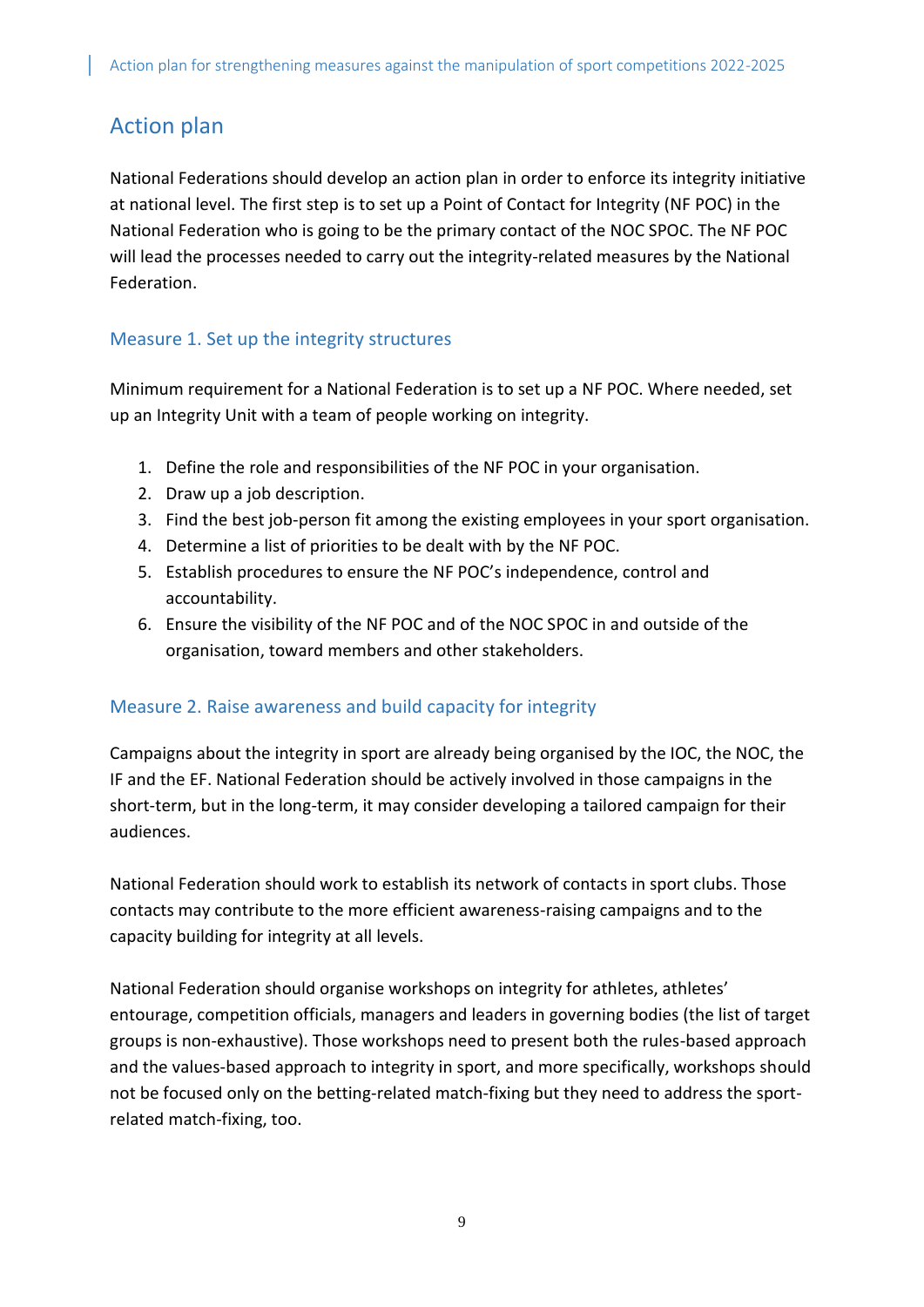## Action plan

National Federations should develop an action plan in order to enforce its integrity initiative at national level. The first step is to set up a Point of Contact for Integrity (NF POC) in the National Federation who is going to be the primary contact of the NOC SPOC. The NF POC will lead the processes needed to carry out the integrity-related measures by the National Federation.

### Measure 1. Set up the integrity structures

Minimum requirement for a National Federation is to set up a NF POC. Where needed, set up an Integrity Unit with a team of people working on integrity.

1. Define the role and responsibilities of the NF POC in your organisation.
2. Draw up a job description.
3. Find the best job-person fit among the existing employees in your sport organisation.
4. Determine a list of priorities to be dealt with by the NF POC.
5. Establish procedures to ensure the NF POC's independence, control and accountability.
6. Ensure the visibility of the NF POC and of the NOC SPOC in and outside of the organisation, toward members and other stakeholders.

### Measure 2. Raise awareness and build capacity for integrity

Campaigns about the integrity in sport are already being organised by the IOC, the NOC, the IF and the EF. National Federation should be actively involved in those campaigns in the short-term, but in the long-term, it may consider developing a tailored campaign for their audiences.

National Federation should work to establish its network of contacts in sport clubs. Those contacts may contribute to the more efficient awareness-raising campaigns and to the capacity building for integrity at all levels.

National Federation should organise workshops on integrity for athletes, athletes' entourage, competition officials, managers and leaders in governing bodies (the list of target groups is non-exhaustive). Those workshops need to present both the rules-based approach and the values-based approach to integrity in sport, and more specifically, workshops should not be focused only on the betting-related match-fixing but they need to address the sport-related match-fixing, too.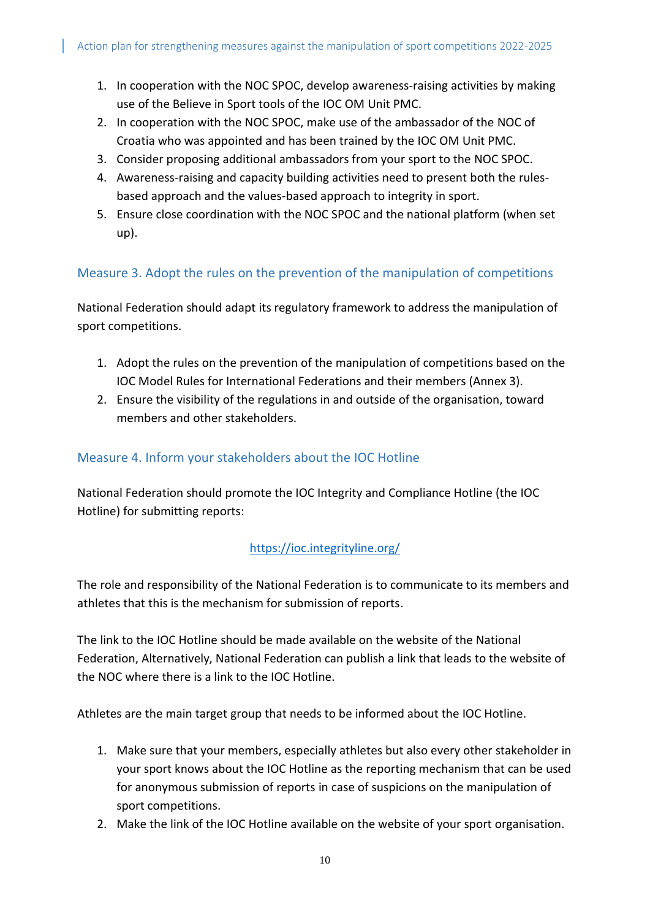1. In cooperation with the NOC SPOC, develop awareness-raising activities by making use of the Believe in Sport tools of the IOC OM Unit PMC.
2. In cooperation with the NOC SPOC, make use of the ambassador of the NOC of Croatia who was appointed and has been trained by the IOC OM Unit PMC.
3. Consider proposing additional ambassadors from your sport to the NOC SPOC.
4. Awareness-raising and capacity building activities need to present both the rules-based approach and the values-based approach to integrity in sport.
5. Ensure close coordination with the NOC SPOC and the national platform (when set up).

## Measure 3. Adopt the rules on the prevention of the manipulation of competitions

National Federation should adapt its regulatory framework to address the manipulation of sport competitions.

1. Adopt the rules on the prevention of the manipulation of competitions based on the IOC Model Rules for International Federations and their members (Annex 3).
2. Ensure the visibility of the regulations in and outside of the organisation, toward members and other stakeholders.

## Measure 4. Inform your stakeholders about the IOC Hotline

National Federation should promote the IOC Integrity and Compliance Hotline (the IOC Hotline) for submitting reports:

https://ioc.integrityline.org/

The role and responsibility of the National Federation is to communicate to its members and athletes that this is the mechanism for submission of reports.

The link to the IOC Hotline should be made available on the website of the National Federation, Alternatively, National Federation can publish a link that leads to the website of the NOC where there is a link to the IOC Hotline.

Athletes are the main target group that needs to be informed about the IOC Hotline.

1. Make sure that your members, especially athletes but also every other stakeholder in your sport knows about the IOC Hotline as the reporting mechanism that can be used for anonymous submission of reports in case of suspicions on the manipulation of sport competitions.
2. Make the link of the IOC Hotline available on the website of your sport organisation.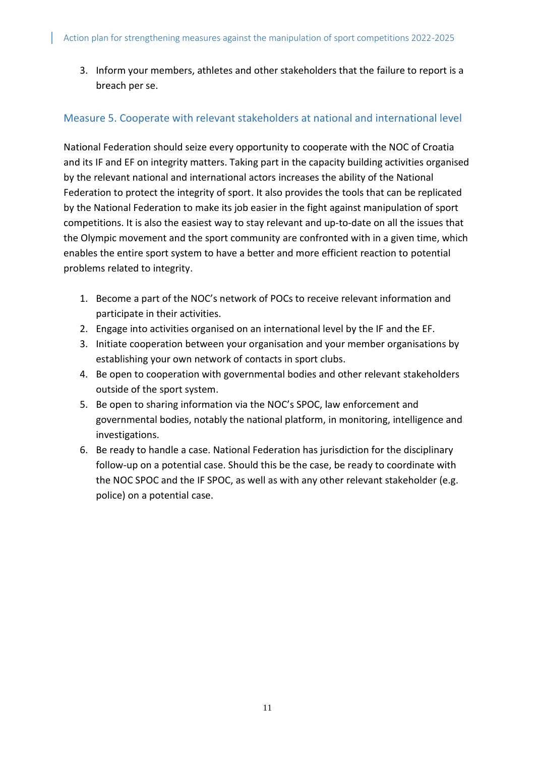3. Inform your members, athletes and other stakeholders that the failure to report is a breach per se.

### Measure 5. Cooperate with relevant stakeholders at national and international level

National Federation should seize every opportunity to cooperate with the NOC of Croatia and its IF and EF on integrity matters. Taking part in the capacity building activities organised by the relevant national and international actors increases the ability of the National Federation to protect the integrity of sport. It also provides the tools that can be replicated by the National Federation to make its job easier in the fight against manipulation of sport competitions. It is also the easiest way to stay relevant and up-to-date on all the issues that the Olympic movement and the sport community are confronted with in a given time, which enables the entire sport system to have a better and more efficient reaction to potential problems related to integrity.

1. Become a part of the NOC's network of POCs to receive relevant information and participate in their activities.
2. Engage into activities organised on an international level by the IF and the EF.
3. Initiate cooperation between your organisation and your member organisations by establishing your own network of contacts in sport clubs.
4. Be open to cooperation with governmental bodies and other relevant stakeholders outside of the sport system.
5. Be open to sharing information via the NOC's SPOC, law enforcement and governmental bodies, notably the national platform, in monitoring, intelligence and investigations.
6. Be ready to handle a case. National Federation has jurisdiction for the disciplinary follow-up on a potential case. Should this be the case, be ready to coordinate with the NOC SPOC and the IF SPOC, as well as with any other relevant stakeholder (e.g. police) on a potential case.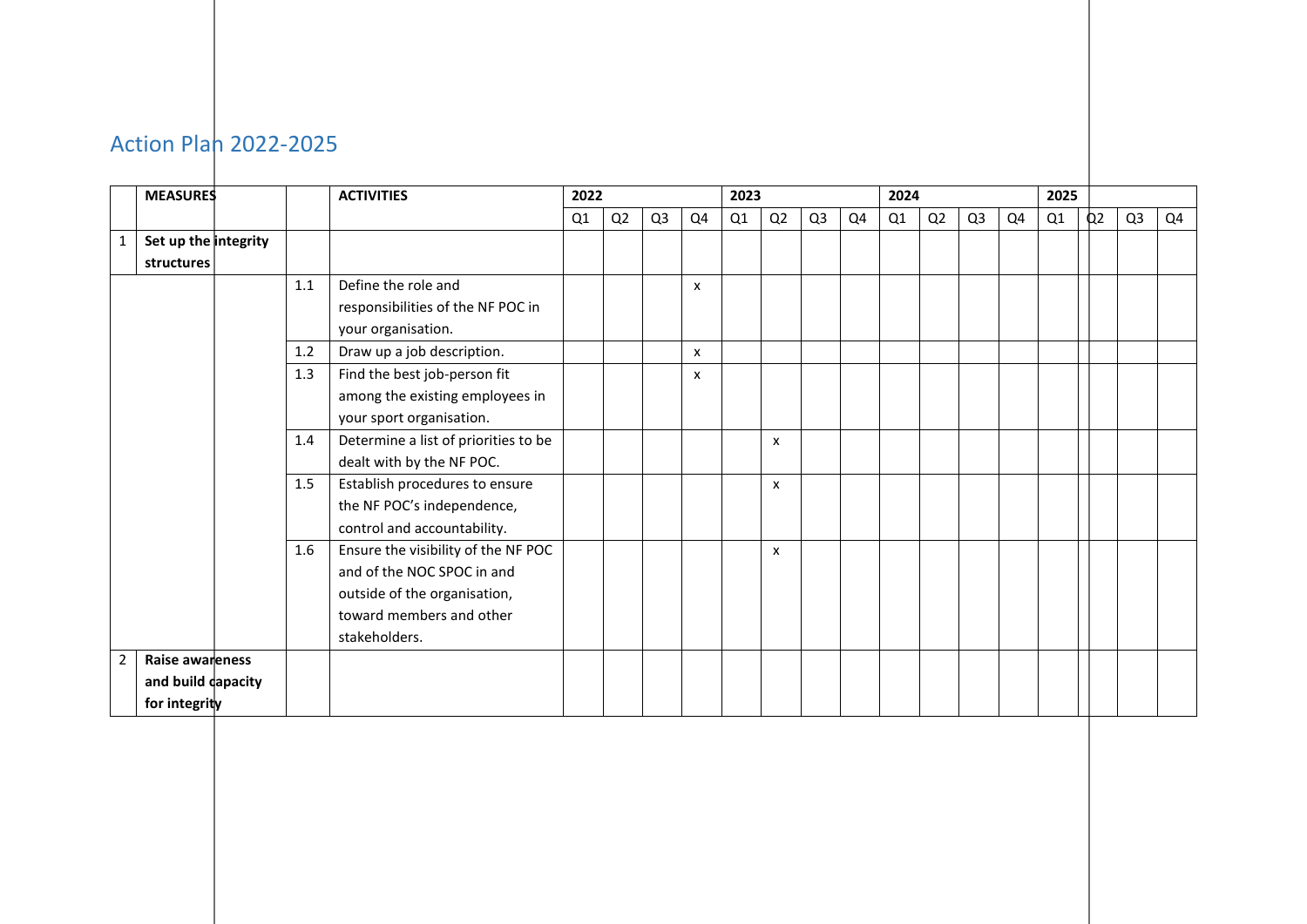## Action Plan 2022-2025

|  | MEASURES |  | ACTIVITIES | 2022 |  |  |  | 2023 |  |  |  | 2024 |  |  |  | 2025 |  |  |  |
|---|---|---|---|---|---|---|---|---|---|---|---|---|---|---|---|---|---|---|---|
|  |  |  |  | Q1 | Q2 | Q3 | Q4 | Q1 | Q2 | Q3 | Q4 | Q1 | Q2 | Q3 | Q4 | Q1 | Q2 | Q3 | Q4 |
| 1 | **Set up the integrity structures** |  |  |  |  |  |  |  |  |  |  |  |  |  |  |  |  |  |  |
|  |  | 1.1 | Define the role and responsibilities of the NF POC in your organisation. |  |  |  | x |  |  |  |  |  |  |  |  |  |  |  |  |
|  |  | 1.2 | Draw up a job description. |  |  |  | x |  |  |  |  |  |  |  |  |  |  |  |  |
|  |  | 1.3 | Find the best job-person fit among the existing employees in your sport organisation. |  |  |  | x |  |  |  |  |  |  |  |  |  |  |  |  |
|  |  | 1.4 | Determine a list of priorities to be dealt with by the NF POC. |  |  |  |  |  | x |  |  |  |  |  |  |  |  |  |  |
|  |  | 1.5 | Establish procedures to ensure the NF POC's independence, control and accountability. |  |  |  |  |  | x |  |  |  |  |  |  |  |  |  |  |
|  |  | 1.6 | Ensure the visibility of the NF POC and of the NOC SPOC in and outside of the organisation, toward members and other stakeholders. |  |  |  |  |  | x |  |  |  |  |  |  |  |  |  |  |
| 2 | **Raise awareness and build capacity for integrity** |  |  |  |  |  |  |  |  |  |  |  |  |  |  |  |  |  |  |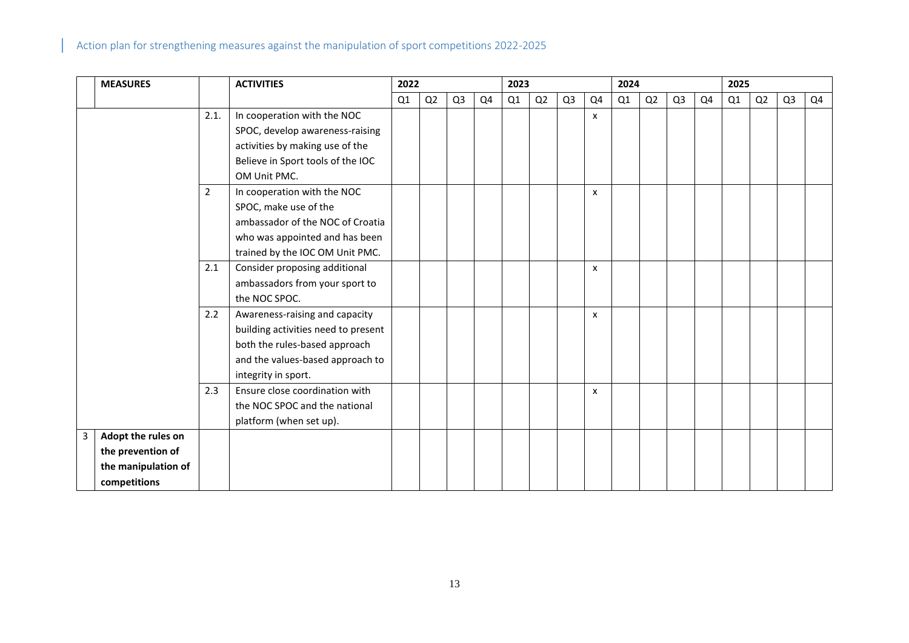| | MEASURES | | ACTIVITIES | 2022 | | | | 2023 | | | | 2024 | | | | 2025 | | | |
|---|---|---|---|---|---|---|---|---|---|---|---|---|---|---|---|---|---|---|---|
| | | | | Q1 | Q2 | Q3 | Q4 | Q1 | Q2 | Q3 | Q4 | Q1 | Q2 | Q3 | Q4 | Q1 | Q2 | Q3 | Q4 |
| | | 2.1. | In cooperation with the NOC SPOC, develop awareness-raising activities by making use of the Believe in Sport tools of the IOC OM Unit PMC. | | | | | | | | x | | | | | | | | |
| | | 2 | In cooperation with the NOC SPOC, make use of the ambassador of the NOC of Croatia who was appointed and has been trained by the IOC OM Unit PMC. | | | | | | | | x | | | | | | | | |
| | | 2.1 | Consider proposing additional ambassadors from your sport to the NOC SPOC. | | | | | | | | x | | | | | | | | |
| | | 2.2 | Awareness-raising and capacity building activities need to present both the rules-based approach and the values-based approach to integrity in sport. | | | | | | | | x | | | | | | | | |
| | | 2.3 | Ensure close coordination with the NOC SPOC and the national platform (when set up). | | | | | | | | x | | | | | | | | |
| 3 | **Adopt the rules on the prevention of the manipulation of competitions** | | | | | | | | | | | | | | | | | | |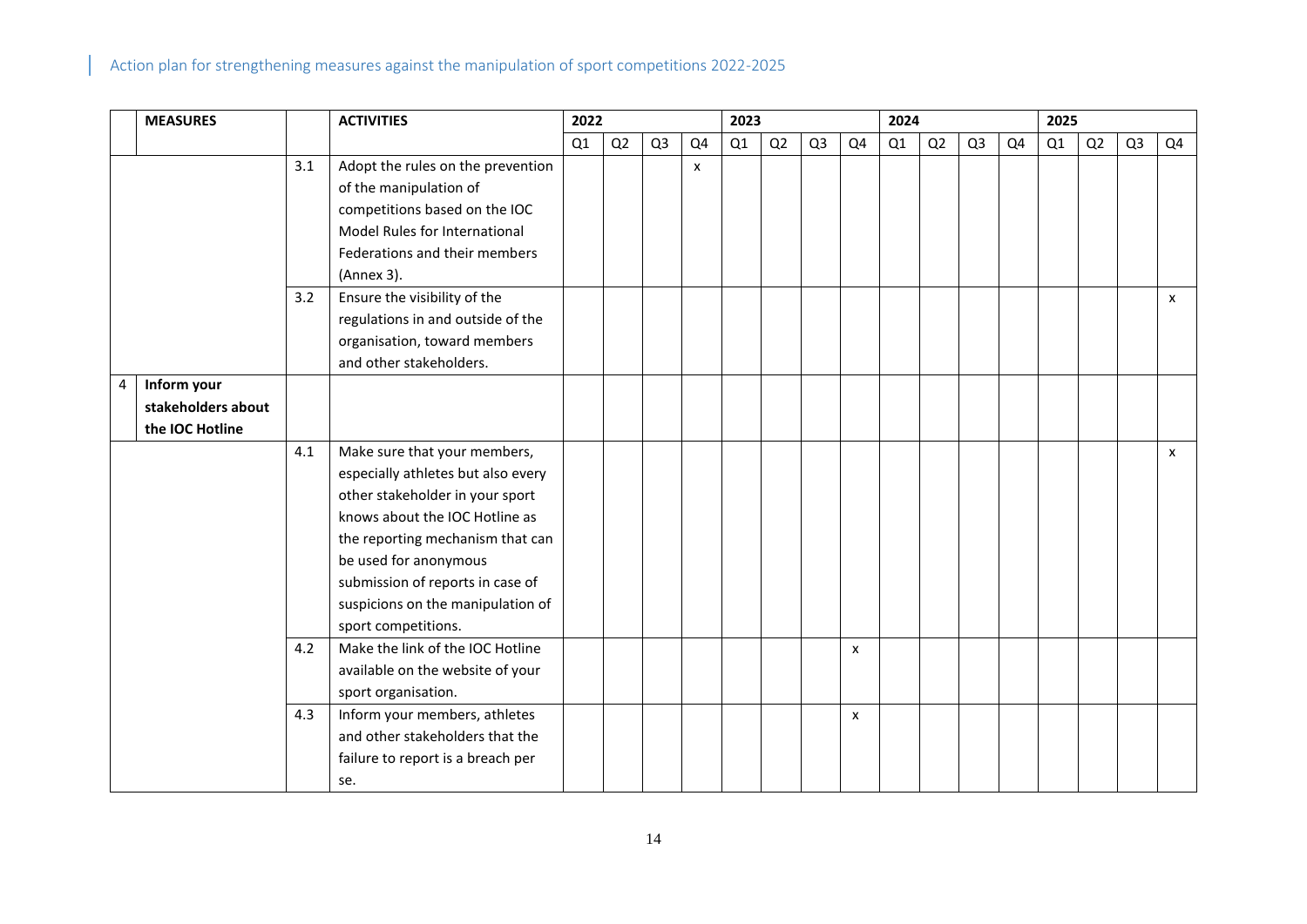| | MEASURES | | ACTIVITIES | 2022 | | | | 2023 | | | | 2024 | | | | 2025 | | | |
|---|---|---|---|---|---|---|---|---|---|---|---|---|---|---|---|---|---|---|---|
| | | | | Q1 | Q2 | Q3 | Q4 | Q1 | Q2 | Q3 | Q4 | Q1 | Q2 | Q3 | Q4 | Q1 | Q2 | Q3 | Q4 |
| | | 3.1 | Adopt the rules on the prevention of the manipulation of competitions based on the IOC Model Rules for International Federations and their members (Annex 3). | | | | x | | | | | | | | | | | | |
| | | 3.2 | Ensure the visibility of the regulations in and outside of the organisation, toward members and other stakeholders. | | | | | | | | | | | | | | | | x |
| 4 | **Inform your stakeholders about the IOC Hotline** | | | | | | | | | | | | | | | | | | |
| | | 4.1 | Make sure that your members, especially athletes but also every other stakeholder in your sport knows about the IOC Hotline as the reporting mechanism that can be used for anonymous submission of reports in case of suspicions on the manipulation of sport competitions. | | | | | | | | | | | | | | | | x |
| | | 4.2 | Make the link of the IOC Hotline available on the website of your sport organisation. | | | | | | | | x | | | | | | | | |
| | | 4.3 | Inform your members, athletes and other stakeholders that the failure to report is a breach per se. | | | | | | | | x | | | | | | | | |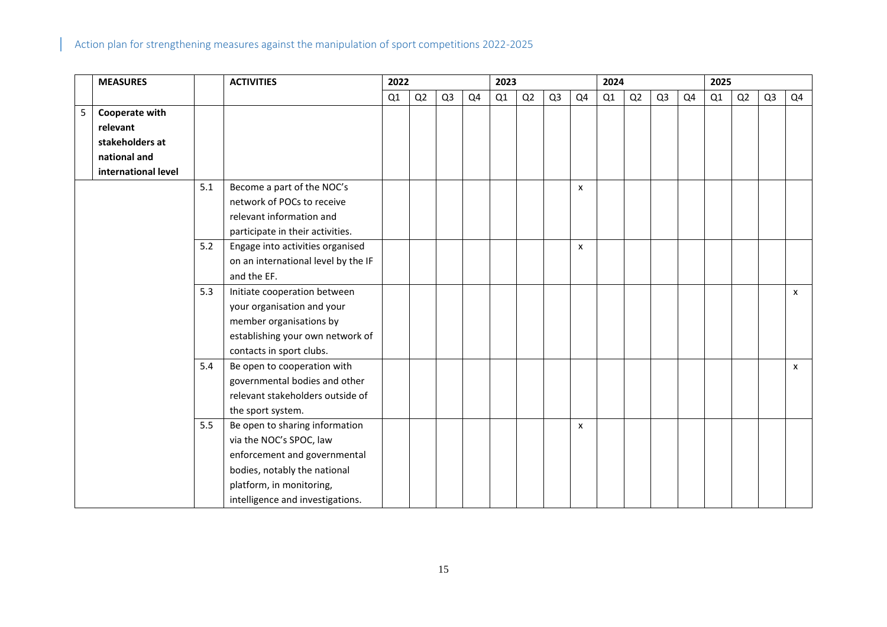| | MEASURES | | ACTIVITIES | 2022 | | | | 2023 | | | | 2024 | | | | 2025 | | | |
|---|---|---|---|---|---|---|---|---|---|---|---|---|---|---|---|---|---|---|---|
| | | | | Q1 | Q2 | Q3 | Q4 | Q1 | Q2 | Q3 | Q4 | Q1 | Q2 | Q3 | Q4 | Q1 | Q2 | Q3 | Q4 |
| 5 | **Cooperate with relevant stakeholders at national and international level** | | | | | | | | | | | | | | | | | | |
| | | 5.1 | Become a part of the NOC's network of POCs to receive relevant information and participate in their activities. | | | | | | | | x | | | | | | | | |
| | | 5.2 | Engage into activities organised on an international level by the IF and the EF. | | | | | | | | x | | | | | | | | |
| | | 5.3 | Initiate cooperation between your organisation and your member organisations by establishing your own network of contacts in sport clubs. | | | | | | | | | | | | | | | | x |
| | | 5.4 | Be open to cooperation with governmental bodies and other relevant stakeholders outside of the sport system. | | | | | | | | | | | | | | | | x |
| | | 5.5 | Be open to sharing information via the NOC's SPOC, law enforcement and governmental bodies, notably the national platform, in monitoring, intelligence and investigations. | | | | | | | | x | | | | | | | | |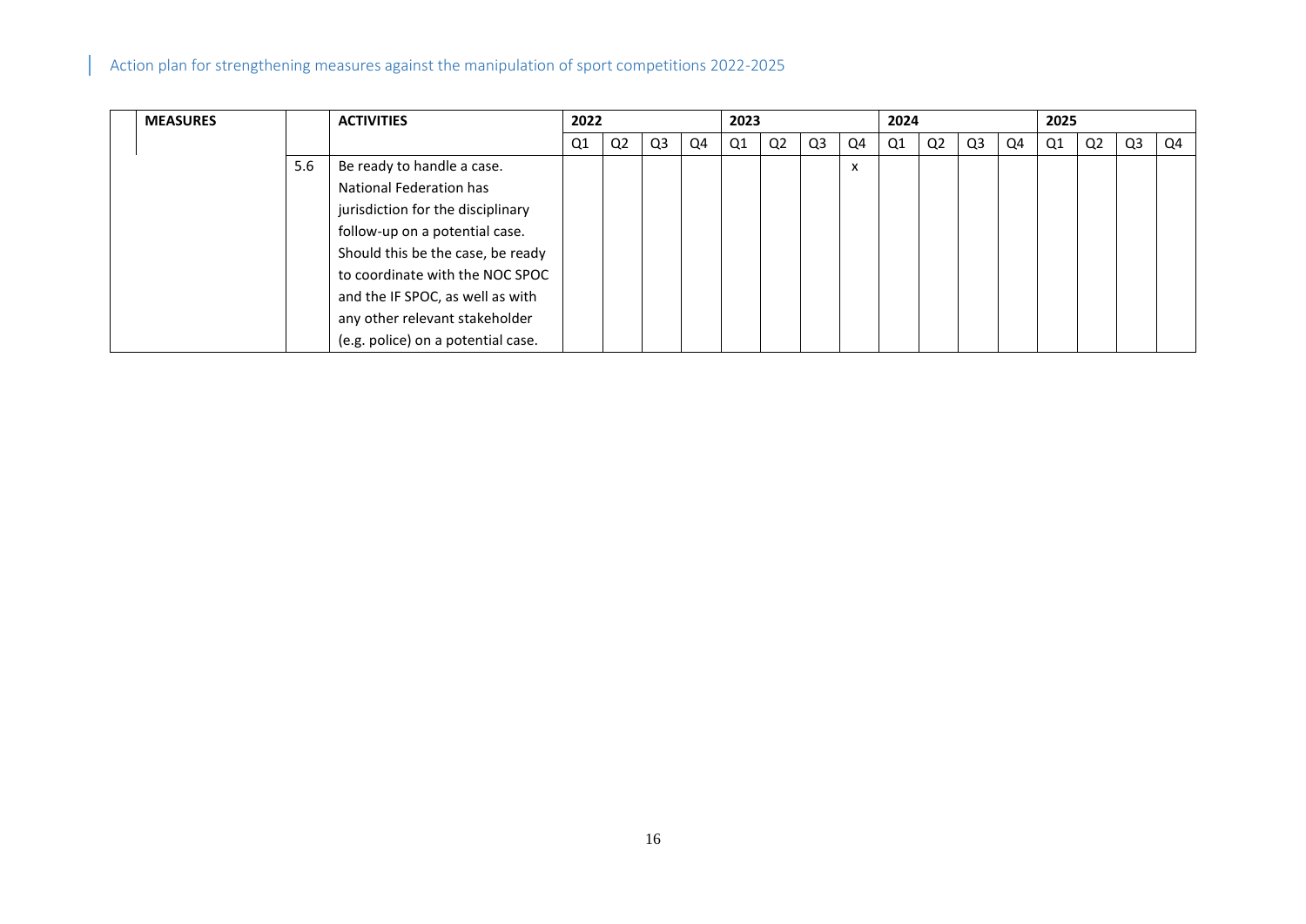| MEASURES | | ACTIVITIES | 2022 | | | | 2023 | | | | 2024 | | | | 2025 | | | |
|---|---|---|---|---|---|---|---|---|---|---|---|---|---|---|---|---|---|---|
| | | | Q1 | Q2 | Q3 | Q4 | Q1 | Q2 | Q3 | Q4 | Q1 | Q2 | Q3 | Q4 | Q1 | Q2 | Q3 | Q4 |
| | 5.6 | Be ready to handle a case. National Federation has jurisdiction for the disciplinary follow-up on a potential case. Should this be the case, be ready to coordinate with the NOC SPOC and the IF SPOC, as well as with any other relevant stakeholder (e.g. police) on a potential case. | | | | | | | | x | | | | | | | | |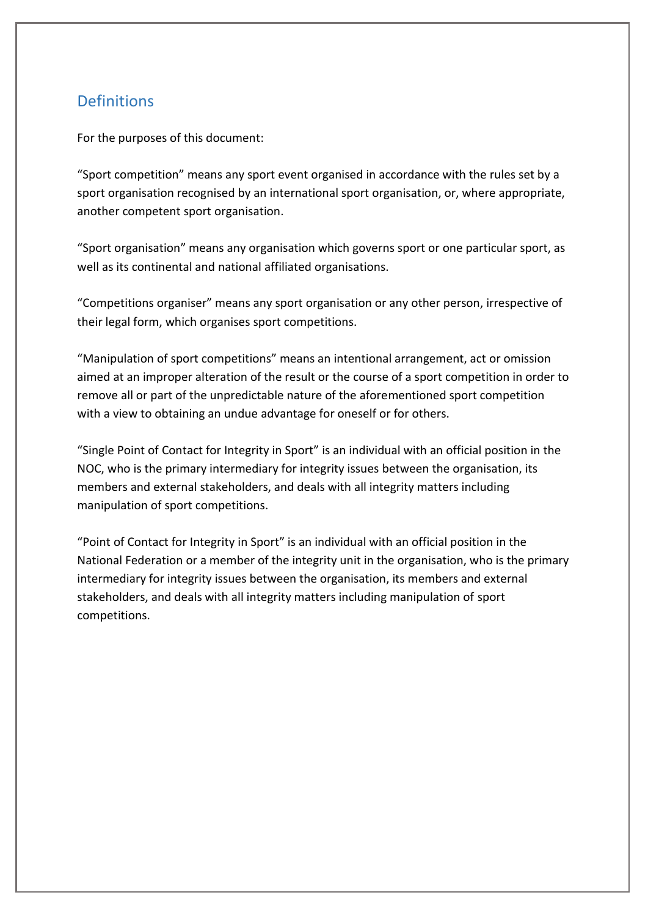## Definitions

For the purposes of this document:

“Sport competition” means any sport event organised in accordance with the rules set by a sport organisation recognised by an international sport organisation, or, where appropriate, another competent sport organisation.

“Sport organisation” means any organisation which governs sport or one particular sport, as well as its continental and national affiliated organisations.

“Competitions organiser” means any sport organisation or any other person, irrespective of their legal form, which organises sport competitions.

“Manipulation of sport competitions” means an intentional arrangement, act or omission aimed at an improper alteration of the result or the course of a sport competition in order to remove all or part of the unpredictable nature of the aforementioned sport competition with a view to obtaining an undue advantage for oneself or for others.

“Single Point of Contact for Integrity in Sport” is an individual with an official position in the NOC, who is the primary intermediary for integrity issues between the organisation, its members and external stakeholders, and deals with all integrity matters including manipulation of sport competitions.

“Point of Contact for Integrity in Sport” is an individual with an official position in the National Federation or a member of the integrity unit in the organisation, who is the primary intermediary for integrity issues between the organisation, its members and external stakeholders, and deals with all integrity matters including manipulation of sport competitions.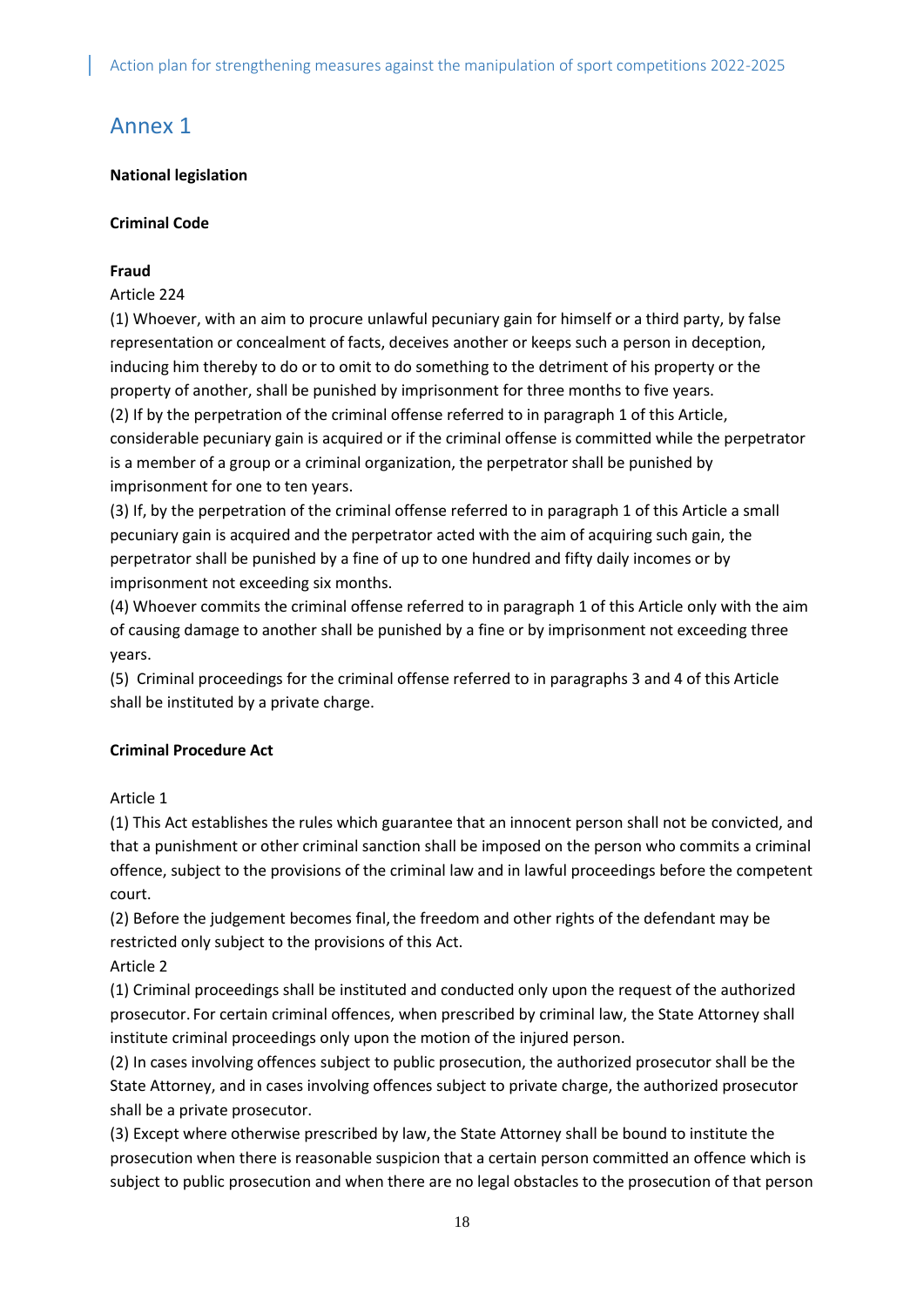# Annex 1

**National legislation**

**Criminal Code**

**Fraud**

Article 224

(1) Whoever, with an aim to procure unlawful pecuniary gain for himself or a third party, by false representation or concealment of facts, deceives another or keeps such a person in deception, inducing him thereby to do or to omit to do something to the detriment of his property or the property of another, shall be punished by imprisonment for three months to five years.

(2) If by the perpetration of the criminal offense referred to in paragraph 1 of this Article, considerable pecuniary gain is acquired or if the criminal offense is committed while the perpetrator is a member of a group or a criminal organization, the perpetrator shall be punished by imprisonment for one to ten years.

(3) If, by the perpetration of the criminal offense referred to in paragraph 1 of this Article a small pecuniary gain is acquired and the perpetrator acted with the aim of acquiring such gain, the perpetrator shall be punished by a fine of up to one hundred and fifty daily incomes or by imprisonment not exceeding six months.

(4) Whoever commits the criminal offense referred to in paragraph 1 of this Article only with the aim of causing damage to another shall be punished by a fine or by imprisonment not exceeding three years.

(5) Criminal proceedings for the criminal offense referred to in paragraphs 3 and 4 of this Article shall be instituted by a private charge.

**Criminal Procedure Act**

Article 1

(1) This Act establishes the rules which guarantee that an innocent person shall not be convicted, and that a punishment or other criminal sanction shall be imposed on the person who commits a criminal offence, subject to the provisions of the criminal law and in lawful proceedings before the competent court.

(2) Before the judgement becomes final, the freedom and other rights of the defendant may be restricted only subject to the provisions of this Act.

Article 2

(1) Criminal proceedings shall be instituted and conducted only upon the request of the authorized prosecutor. For certain criminal offences, when prescribed by criminal law, the State Attorney shall institute criminal proceedings only upon the motion of the injured person.

(2) In cases involving offences subject to public prosecution, the authorized prosecutor shall be the State Attorney, and in cases involving offences subject to private charge, the authorized prosecutor shall be a private prosecutor.

(3) Except where otherwise prescribed by law, the State Attorney shall be bound to institute the prosecution when there is reasonable suspicion that a certain person committed an offence which is subject to public prosecution and when there are no legal obstacles to the prosecution of that person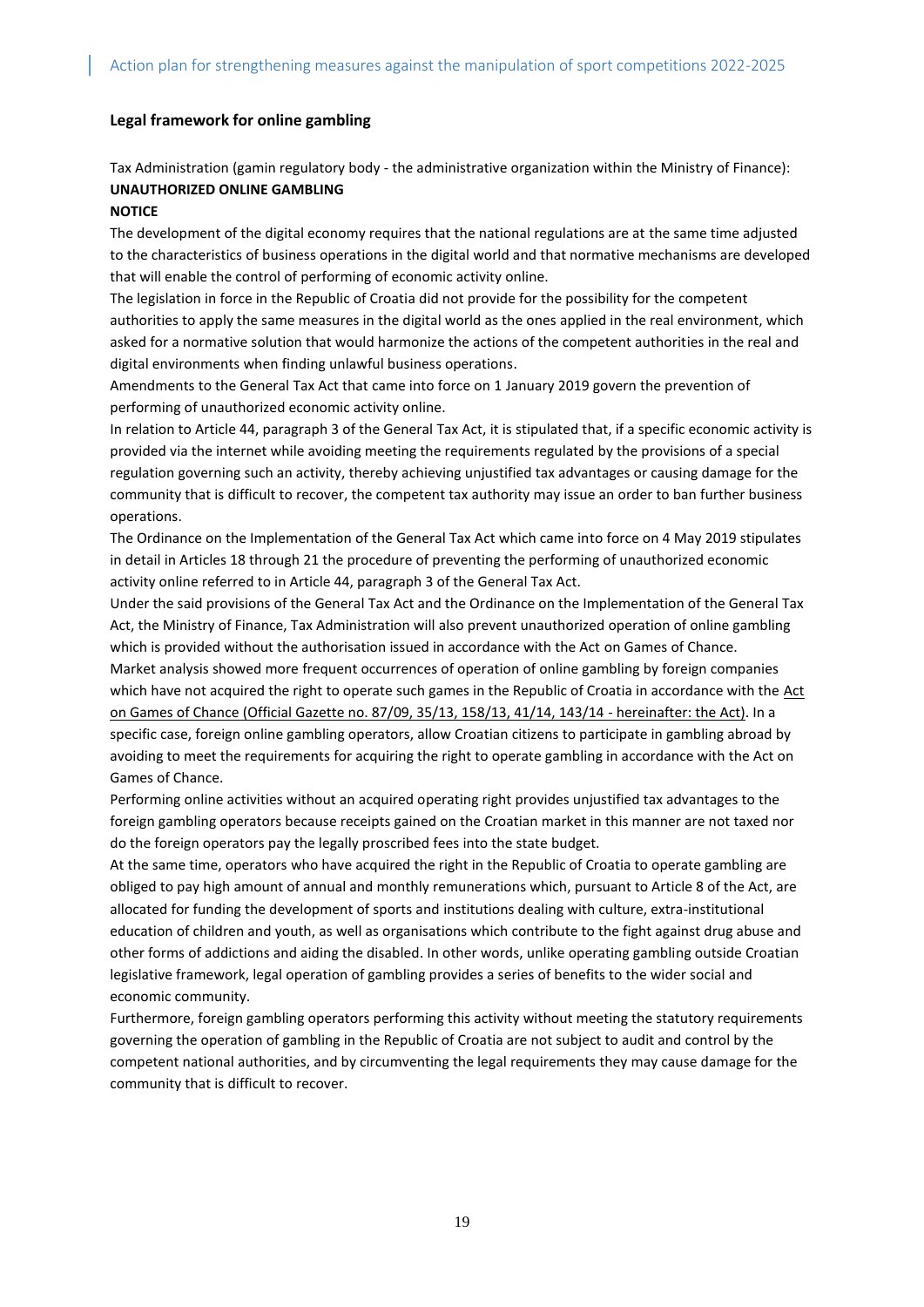**Legal framework for online gambling**

Tax Administration (gamin regulatory body - the administrative organization within the Ministry of Finance):
**UNAUTHORIZED ONLINE GAMBLING**

**NOTICE**

The development of the digital economy requires that the national regulations are at the same time adjusted to the characteristics of business operations in the digital world and that normative mechanisms are developed that will enable the control of performing of economic activity online.

The legislation in force in the Republic of Croatia did not provide for the possibility for the competent authorities to apply the same measures in the digital world as the ones applied in the real environment, which asked for a normative solution that would harmonize the actions of the competent authorities in the real and digital environments when finding unlawful business operations.

Amendments to the General Tax Act that came into force on 1 January 2019 govern the prevention of performing of unauthorized economic activity online.

In relation to Article 44, paragraph 3 of the General Tax Act, it is stipulated that, if a specific economic activity is provided via the internet while avoiding meeting the requirements regulated by the provisions of a special regulation governing such an activity, thereby achieving unjustified tax advantages or causing damage for the community that is difficult to recover, the competent tax authority may issue an order to ban further business operations.

The Ordinance on the Implementation of the General Tax Act which came into force on 4 May 2019 stipulates in detail in Articles 18 through 21 the procedure of preventing the performing of unauthorized economic activity online referred to in Article 44, paragraph 3 of the General Tax Act.

Under the said provisions of the General Tax Act and the Ordinance on the Implementation of the General Tax Act, the Ministry of Finance, Tax Administration will also prevent unauthorized operation of online gambling which is provided without the authorisation issued in accordance with the Act on Games of Chance.

Market analysis showed more frequent occurrences of operation of online gambling by foreign companies which have not acquired the right to operate such games in the Republic of Croatia in accordance with the Act on Games of Chance (Official Gazette no. 87/09, 35/13, 158/13, 41/14, 143/14 - hereinafter: the Act). In a specific case, foreign online gambling operators, allow Croatian citizens to participate in gambling abroad by avoiding to meet the requirements for acquiring the right to operate gambling in accordance with the Act on Games of Chance.

Performing online activities without an acquired operating right provides unjustified tax advantages to the foreign gambling operators because receipts gained on the Croatian market in this manner are not taxed nor do the foreign operators pay the legally proscribed fees into the state budget.

At the same time, operators who have acquired the right in the Republic of Croatia to operate gambling are obliged to pay high amount of annual and monthly remunerations which, pursuant to Article 8 of the Act, are allocated for funding the development of sports and institutions dealing with culture, extra-institutional education of children and youth, as well as organisations which contribute to the fight against drug abuse and other forms of addictions and aiding the disabled. In other words, unlike operating gambling outside Croatian legislative framework, legal operation of gambling provides a series of benefits to the wider social and economic community.

Furthermore, foreign gambling operators performing this activity without meeting the statutory requirements governing the operation of gambling in the Republic of Croatia are not subject to audit and control by the competent national authorities, and by circumventing the legal requirements they may cause damage for the community that is difficult to recover.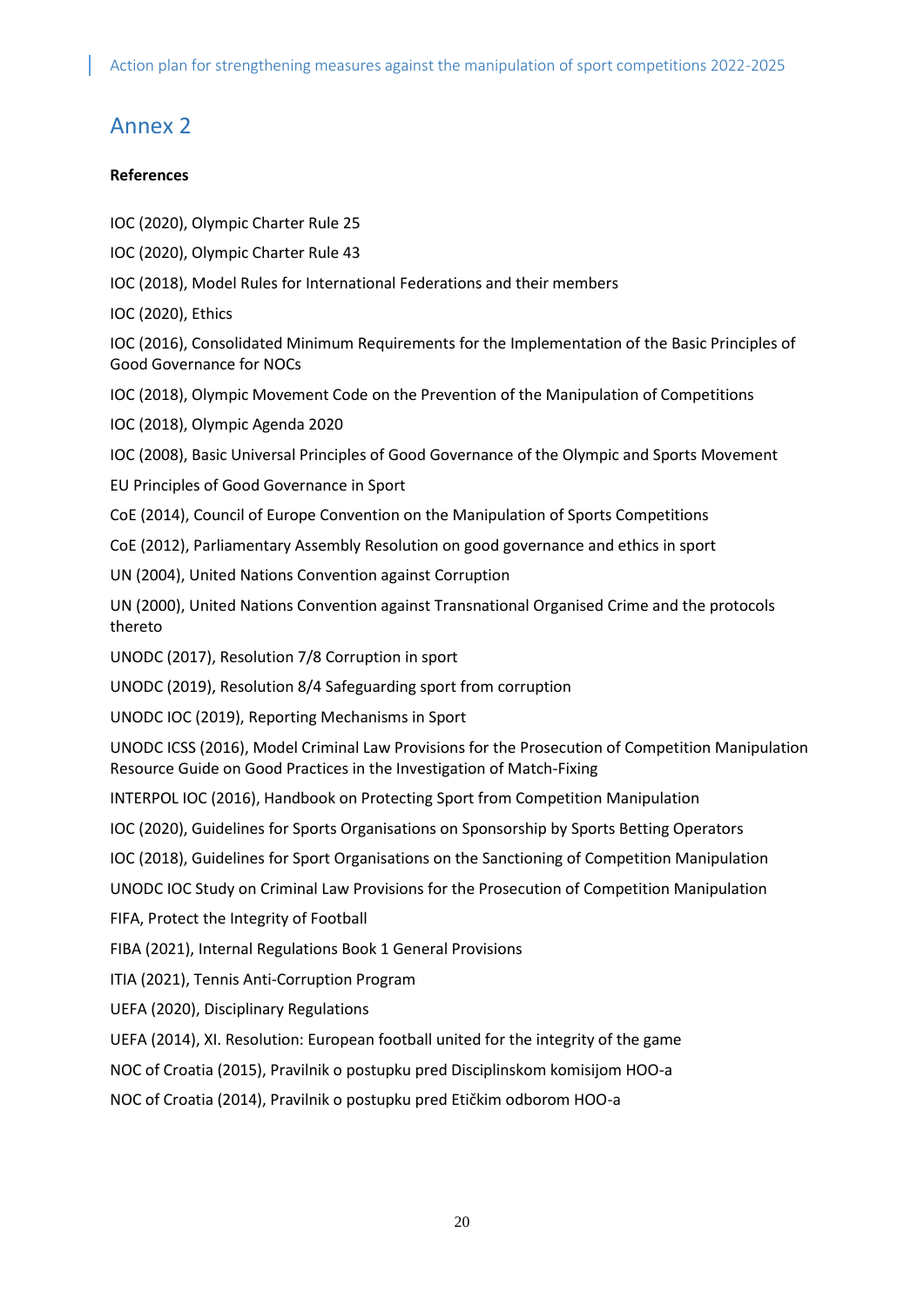# Annex 2

**References**

IOC (2020), Olympic Charter Rule 25

IOC (2020), Olympic Charter Rule 43

IOC (2018), Model Rules for International Federations and their members

IOC (2020), Ethics

IOC (2016), Consolidated Minimum Requirements for the Implementation of the Basic Principles of Good Governance for NOCs

IOC (2018), Olympic Movement Code on the Prevention of the Manipulation of Competitions

IOC (2018), Olympic Agenda 2020

IOC (2008), Basic Universal Principles of Good Governance of the Olympic and Sports Movement

EU Principles of Good Governance in Sport

CoE (2014), Council of Europe Convention on the Manipulation of Sports Competitions

CoE (2012), Parliamentary Assembly Resolution on good governance and ethics in sport

UN (2004), United Nations Convention against Corruption

UN (2000), United Nations Convention against Transnational Organised Crime and the protocols thereto

UNODC (2017), Resolution 7/8 Corruption in sport

UNODC (2019), Resolution 8/4 Safeguarding sport from corruption

UNODC IOC (2019), Reporting Mechanisms in Sport

UNODC ICSS (2016), Model Criminal Law Provisions for the Prosecution of Competition Manipulation Resource Guide on Good Practices in the Investigation of Match-Fixing

INTERPOL IOC (2016), Handbook on Protecting Sport from Competition Manipulation

IOC (2020), Guidelines for Sports Organisations on Sponsorship by Sports Betting Operators

IOC (2018), Guidelines for Sport Organisations on the Sanctioning of Competition Manipulation

UNODC IOC Study on Criminal Law Provisions for the Prosecution of Competition Manipulation

FIFA, Protect the Integrity of Football

FIBA (2021), Internal Regulations Book 1 General Provisions

ITIA (2021), Tennis Anti-Corruption Program

UEFA (2020), Disciplinary Regulations

UEFA (2014), XI. Resolution: European football united for the integrity of the game

NOC of Croatia (2015), Pravilnik o postupku pred Disciplinskom komisijom HOO-a

NOC of Croatia (2014), Pravilnik o postupku pred Etičkim odborom HOO-a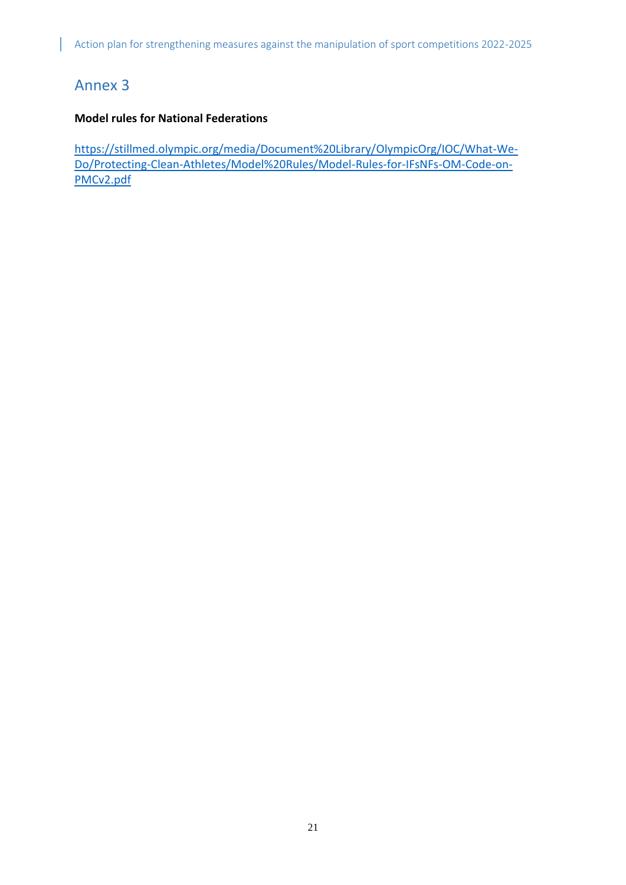# Annex 3

**Model rules for National Federations**

https://stillmed.olympic.org/media/Document%20Library/OlympicOrg/IOC/What-We-Do/Protecting-Clean-Athletes/Model%20Rules/Model-Rules-for-IFsNFs-OM-Code-on-PMCv2.pdf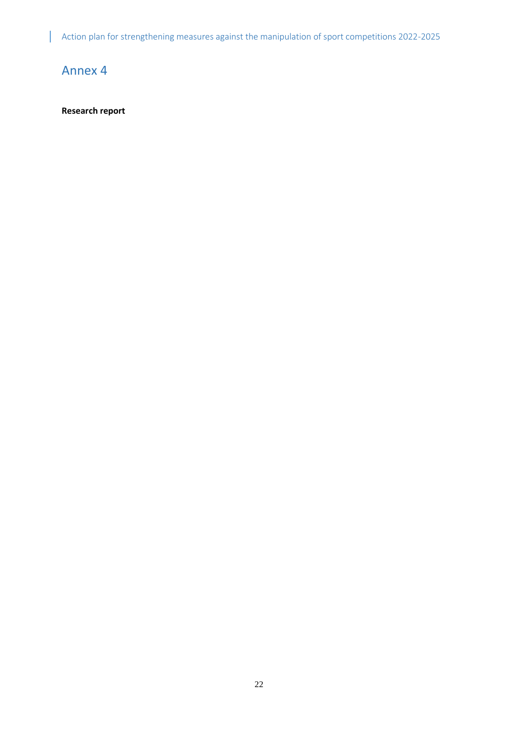# Annex 4

**Research report**